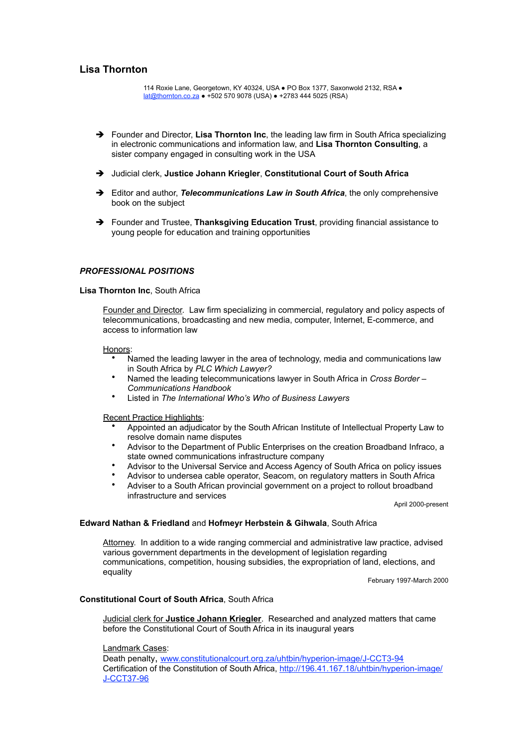# Lisa Thornton

114 Roxie Lane, Georgetown, KY 40324, USA ● PO Box 1377, Saxonwold 2132, RSA ●
lat@thornton.co.za ● +502 570 9078 (USA) ● +2783 444 5025 (RSA)

- ➔ Founder and Director, **Lisa Thornton Inc**, the leading law firm in South Africa specializing in electronic communications and information law, and **Lisa Thornton Consulting**, a sister company engaged in consulting work in the USA
- ➔ Judicial clerk, **Justice Johann Kriegler**, **Constitutional Court of South Africa**
- ➔ Editor and author, ***Telecommunications Law in South Africa***, the only comprehensive book on the subject
- ➔ Founder and Trustee, **Thanksgiving Education Trust**, providing financial assistance to young people for education and training opportunities

## *PROFESSIONAL POSITIONS*

**Lisa Thornton Inc**, South Africa

Founder and Director. Law firm specializing in commercial, regulatory and policy aspects of telecommunications, broadcasting and new media, computer, Internet, E-commerce, and access to information law

Honors:
- Named the leading lawyer in the area of technology, media and communications law in South Africa by *PLC Which Lawyer?*
- Named the leading telecommunications lawyer in South Africa in *Cross Border – Communications Handbook*
- Listed in *The International Who's Who of Business Lawyers*

Recent Practice Highlights:
- Appointed an adjudicator by the South African Institute of Intellectual Property Law to resolve domain name disputes
- Advisor to the Department of Public Enterprises on the creation Broadband Infraco, a state owned communications infrastructure company
- Advisor to the Universal Service and Access Agency of South Africa on policy issues
- Advisor to undersea cable operator, Seacom, on regulatory matters in South Africa
- Adviser to a South African provincial government on a project to rollout broadband infrastructure and services

April 2000-present

**Edward Nathan & Friedland** and **Hofmeyr Herbstein & Gihwala**, South Africa

Attorney. In addition to a wide ranging commercial and administrative law practice, advised various government departments in the development of legislation regarding communications, competition, housing subsidies, the expropriation of land, elections, and equality

February 1997-March 2000

**Constitutional Court of South Africa**, South Africa

Judicial clerk for **Justice Johann Kriegler**. Researched and analyzed matters that came before the Constitutional Court of South Africa in its inaugural years

Landmark Cases:
Death penalty, www.constitutionalcourt.org.za/uhtbin/hyperion-image/J-CCT3-94
Certification of the Constitution of South Africa, http://196.41.167.18/uhtbin/hyperion-image/J-CCT37-96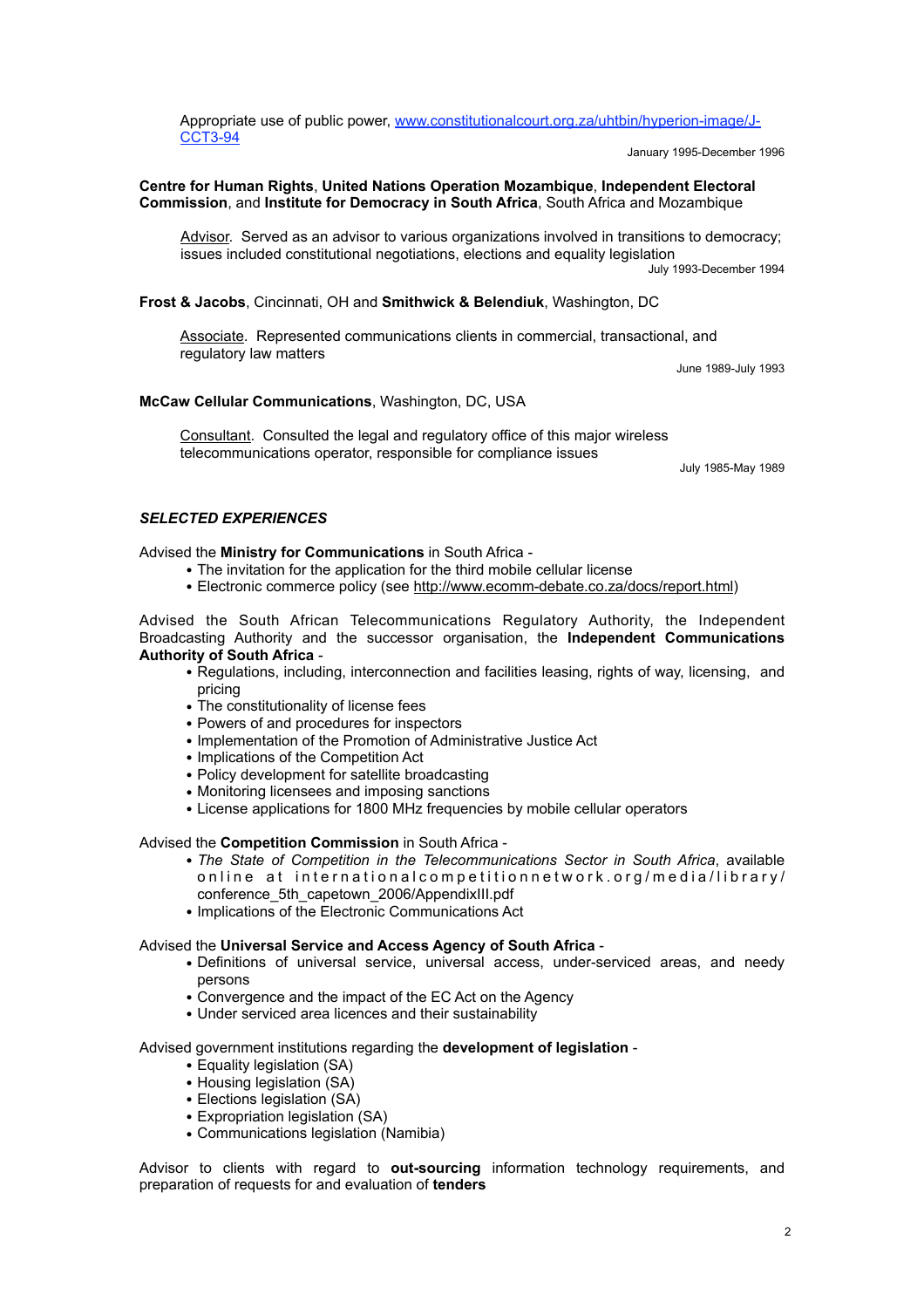Appropriate use of public power, [www.constitutionalcourt.org.za/uhtbin/hyperion-image/J-CCT3-94](www.constitutionalcourt.org.za/uhtbin/hyperion-image/J-CCT3-94)

January 1995-December 1996

**Centre for Human Rights**, **United Nations Operation Mozambique**, **Independent Electoral Commission**, and **Institute for Democracy in South Africa**, South Africa and Mozambique

Advisor. Served as an advisor to various organizations involved in transitions to democracy; issues included constitutional negotiations, elections and equality legislation

July 1993-December 1994

**Frost & Jacobs**, Cincinnati, OH and **Smithwick & Belendiuk**, Washington, DC

Associate. Represented communications clients in commercial, transactional, and regulatory law matters

June 1989-July 1993

**McCaw Cellular Communications**, Washington, DC, USA

Consultant. Consulted the legal and regulatory office of this major wireless telecommunications operator, responsible for compliance issues

July 1985-May 1989

***SELECTED EXPERIENCES***

Advised the **Ministry for Communications** in South Africa -

- The invitation for the application for the third mobile cellular license
- Electronic commerce policy (see http://www.ecomm-debate.co.za/docs/report.html)

Advised the South African Telecommunications Regulatory Authority, the Independent Broadcasting Authority and the successor organisation, the **Independent Communications Authority of South Africa** -

- Regulations, including, interconnection and facilities leasing, rights of way, licensing, and pricing
- The constitutionality of license fees
- Powers of and procedures for inspectors
- Implementation of the Promotion of Administrative Justice Act
- Implications of the Competition Act
- Policy development for satellite broadcasting
- Monitoring licensees and imposing sanctions
- License applications for 1800 MHz frequencies by mobile cellular operators

Advised the **Competition Commission** in South Africa -

- *The State of Competition in the Telecommunications Sector in South Africa*, available online at internationalcompetitionnetwork.org/media/library/conference_5th_capetown_2006/AppendixIII.pdf
- Implications of the Electronic Communications Act

Advised the **Universal Service and Access Agency of South Africa** -

- Definitions of universal service, universal access, under-serviced areas, and needy persons
- Convergence and the impact of the EC Act on the Agency
- Under serviced area licences and their sustainability

Advised government institutions regarding the **development of legislation** -

- Equality legislation (SA)
- Housing legislation (SA)
- Elections legislation (SA)
- Expropriation legislation (SA)
- Communications legislation (Namibia)

Advisor to clients with regard to **out-sourcing** information technology requirements, and preparation of requests for and evaluation of **tenders**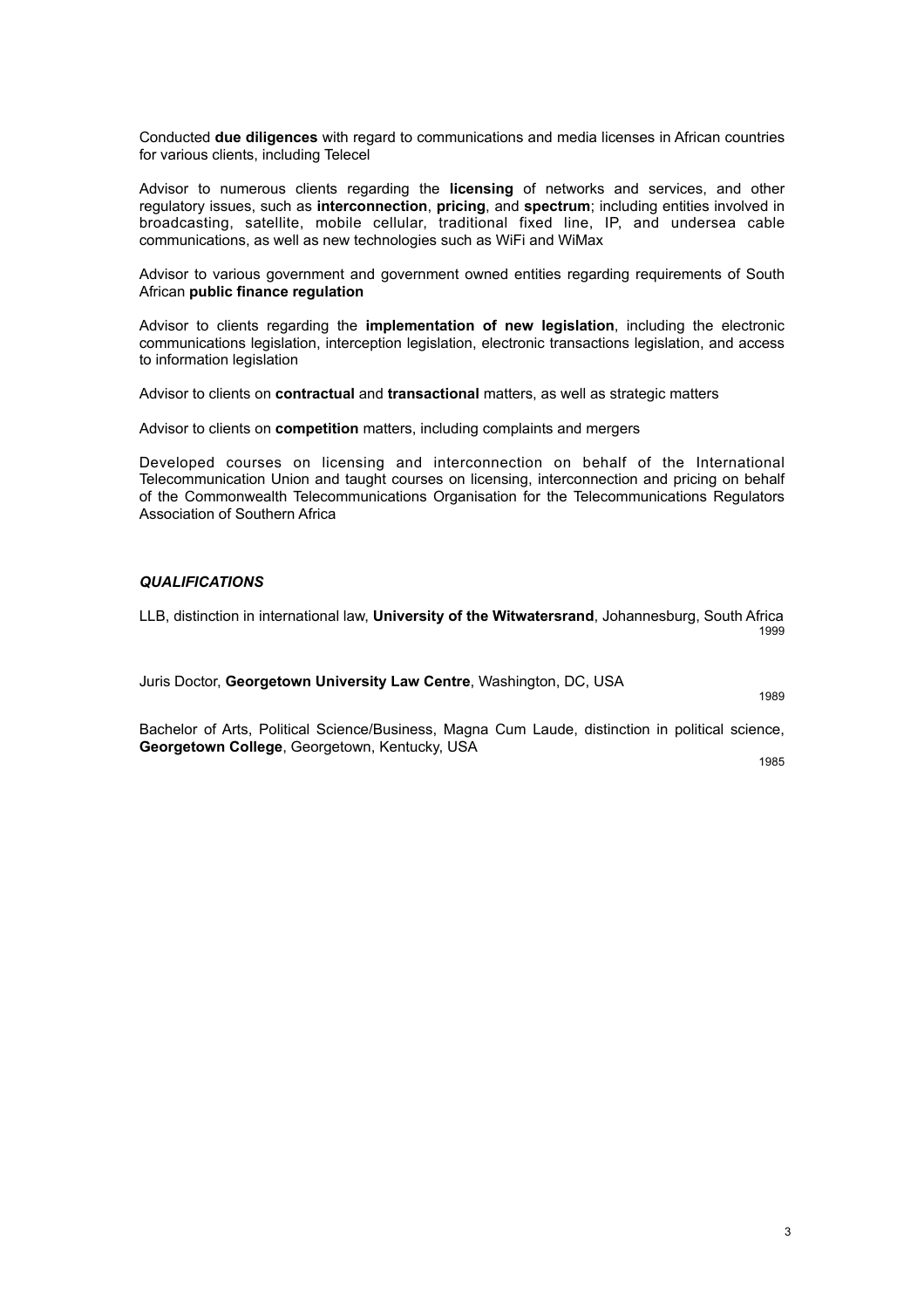Conducted **due diligences** with regard to communications and media licenses in African countries for various clients, including Telecel

Advisor to numerous clients regarding the **licensing** of networks and services, and other regulatory issues, such as **interconnection**, **pricing**, and **spectrum**; including entities involved in broadcasting, satellite, mobile cellular, traditional fixed line, IP, and undersea cable communications, as well as new technologies such as WiFi and WiMax

Advisor to various government and government owned entities regarding requirements of South African **public finance regulation**

Advisor to clients regarding the **implementation of new legislation**, including the electronic communications legislation, interception legislation, electronic transactions legislation, and access to information legislation

Advisor to clients on **contractual** and **transactional** matters, as well as strategic matters

Advisor to clients on **competition** matters, including complaints and mergers

Developed courses on licensing and interconnection on behalf of the International Telecommunication Union and taught courses on licensing, interconnection and pricing on behalf of the Commonwealth Telecommunications Organisation for the Telecommunications Regulators Association of Southern Africa

### *QUALIFICATIONS*

LLB, distinction in international law, **University of the Witwatersrand**, Johannesburg, South Africa
1999

Juris Doctor, **Georgetown University Law Centre**, Washington, DC, USA
1989

Bachelor of Arts, Political Science/Business, Magna Cum Laude, distinction in political science, **Georgetown College**, Georgetown, Kentucky, USA
1985